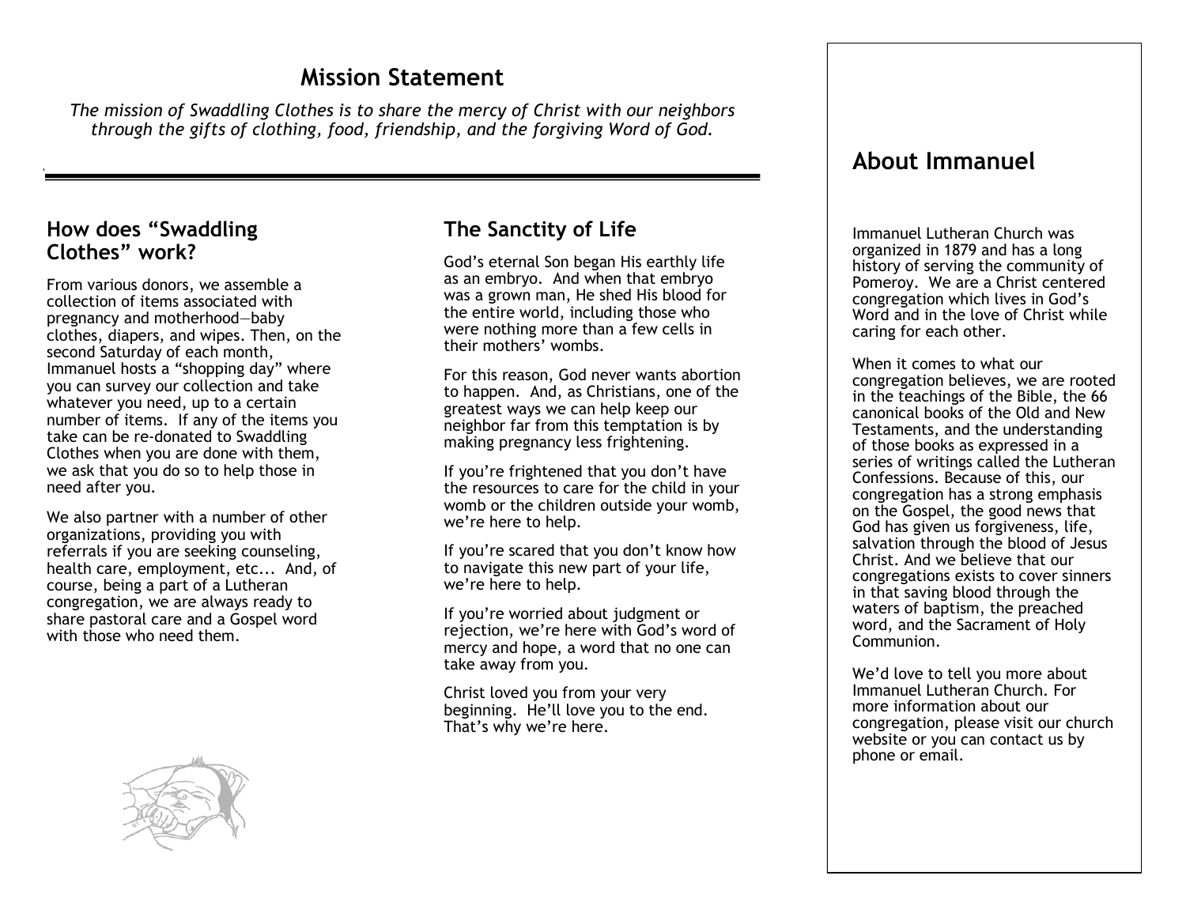# Mission Statement

*The mission of Swaddling Clothes is to share the mercy of Christ with our neighbors through the gifts of clothing, food, friendship, and the forgiving Word of God.*

## How does "Swaddling Clothes" work?

From various donors, we assemble a collection of items associated with pregnancy and motherhood—baby clothes, diapers, and wipes. Then, on the second Saturday of each month, Immanuel hosts a "shopping day" where you can survey our collection and take whatever you need, up to a certain number of items. If any of the items you take can be re-donated to Swaddling Clothes when you are done with them, we ask that you do so to help those in need after you.

We also partner with a number of other organizations, providing you with referrals if you are seeking counseling, health care, employment, etc... And, of course, being a part of a Lutheran congregation, we are always ready to share pastoral care and a Gospel word with those who need them.

## The Sanctity of Life

God's eternal Son began His earthly life as an embryo. And when that embryo was a grown man, He shed His blood for the entire world, including those who were nothing more than a few cells in their mothers' wombs.

For this reason, God never wants abortion to happen. And, as Christians, one of the greatest ways we can help keep our neighbor far from this temptation is by making pregnancy less frightening.

If you're frightened that you don't have the resources to care for the child in your womb or the children outside your womb, we're here to help.

If you're scared that you don't know how to navigate this new part of your life, we're here to help.

If you're worried about judgment or rejection, we're here with God's word of mercy and hope, a word that no one can take away from you.

Christ loved you from your very beginning. He'll love you to the end. That's why we're here.

## About Immanuel

Immanuel Lutheran Church was organized in 1879 and has a long history of serving the community of Pomeroy. We are a Christ centered congregation which lives in God's Word and in the love of Christ while caring for each other.

When it comes to what our congregation believes, we are rooted in the teachings of the Bible, the 66 canonical books of the Old and New Testaments, and the understanding of those books as expressed in a series of writings called the Lutheran Confessions. Because of this, our congregation has a strong emphasis on the Gospel, the good news that God has given us forgiveness, life, salvation through the blood of Jesus Christ. And we believe that our congregations exists to cover sinners in that saving blood through the waters of baptism, the preached word, and the Sacrament of Holy Communion.

We'd love to tell you more about Immanuel Lutheran Church. For more information about our congregation, please visit our church website or you can contact us by phone or email.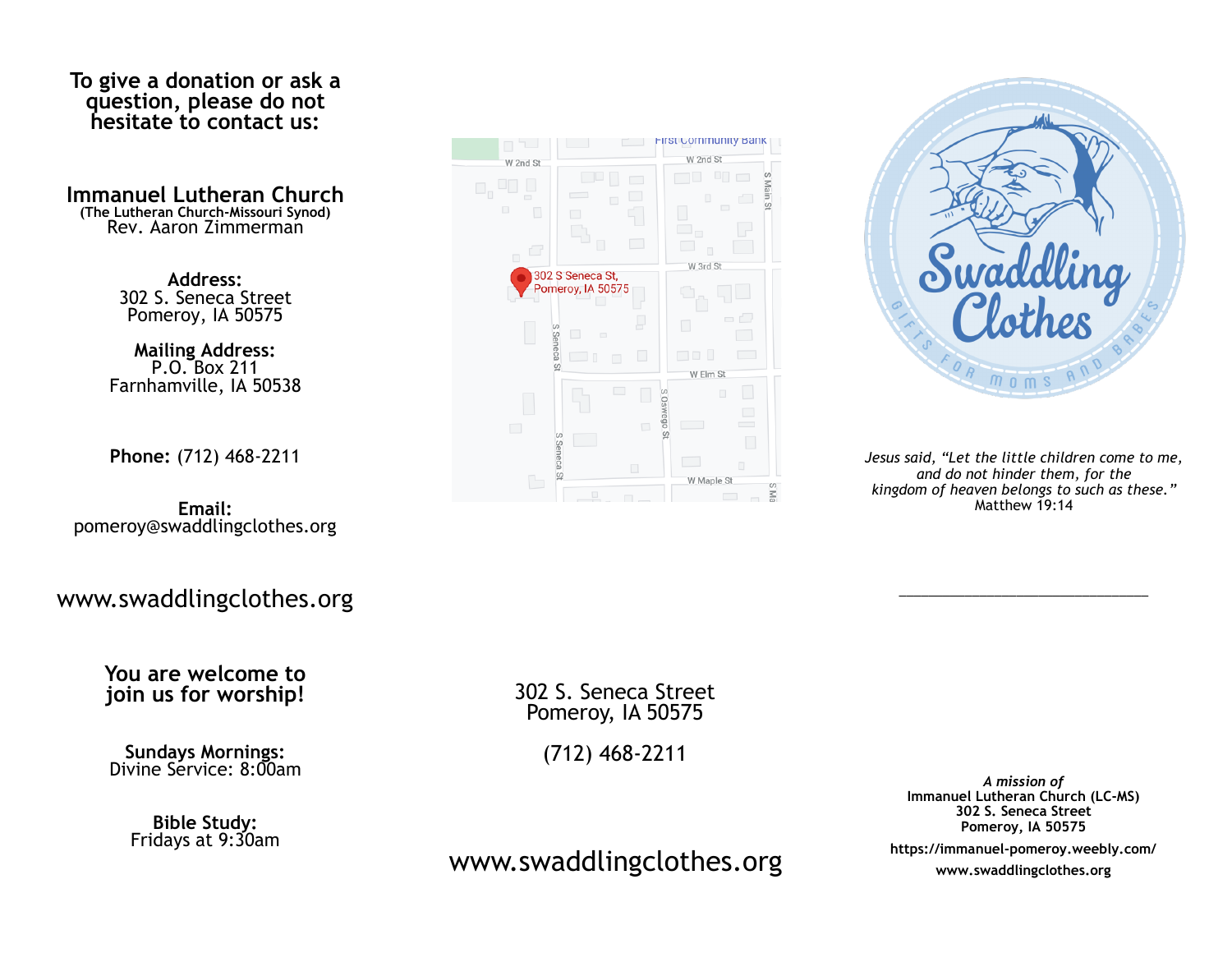**To give a donation or ask a question, please do not hesitate to contact us:**

**Immanuel Lutheran Church**
**(The Lutheran Church-Missouri Synod)**
Rev. Aaron Zimmerman

**Address:**
302 S. Seneca Street
Pomeroy, IA 50575

**Mailing Address:**
P.O. Box 211
Farnhamville, IA 50538

**Phone:** (712) 468-2211

**Email:**
pomeroy@swaddlingclothes.org

www.swaddlingclothes.org

**You are welcome to join us for worship!**

**Sundays Mornings:**
Divine Service: 8:00am

**Bible Study:**
Fridays at 9:30am

302 S Seneca St, Pomeroy, IA 50575

302 S. Seneca Street
Pomeroy, IA 50575

(712) 468-2211

www.swaddlingclothes.org

Swaddling Clothes

GIFTS FOR MOMS AND BABES

*Jesus said, "Let the little children come to me, and do not hinder them, for the kingdom of heaven belongs to such as these."*
Matthew 19:14

______________________________

*A mission of*
**Immanuel Lutheran Church (LC-MS)**
**302 S. Seneca Street**
**Pomeroy, IA 50575**

**https://immanuel-pomeroy.weebly.com/**

**www.swaddlingclothes.org**